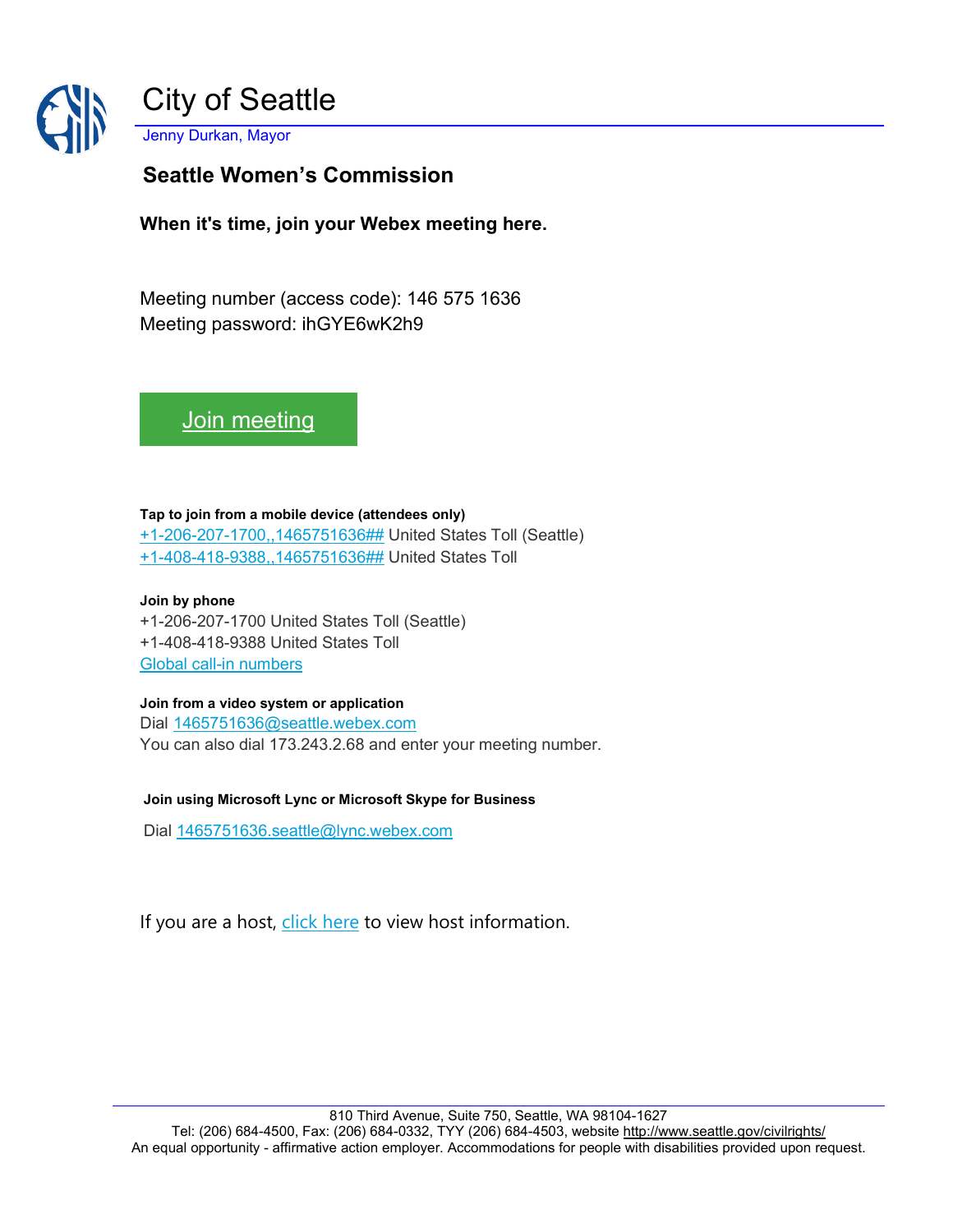# City of Seattle

Jenny Durkan, Mayor

## Seattle Women's Commission

**When it's time, join your Webex meeting here.**

Meeting number (access code): 146 575 1636
Meeting password: ihGYE6wK2h9

Join meeting

**Tap to join from a mobile device (attendees only)**
+1-206-207-1700,,1465751636## United States Toll (Seattle)
+1-408-418-9388,,1465751636## United States Toll

**Join by phone**
+1-206-207-1700 United States Toll (Seattle)
+1-408-418-9388 United States Toll
Global call-in numbers

**Join from a video system or application**
Dial 1465751636@seattle.webex.com
You can also dial 173.243.2.68 and enter your meeting number.

**Join using Microsoft Lync or Microsoft Skype for Business**

Dial 1465751636.seattle@lync.webex.com

If you are a host, click here to view host information.

810 Third Avenue, Suite 750, Seattle, WA 98104-1627
Tel: (206) 684-4500, Fax: (206) 684-0332, TYY (206) 684-4503, website http://www.seattle.gov/civilrights/
An equal opportunity - affirmative action employer. Accommodations for people with disabilities provided upon request.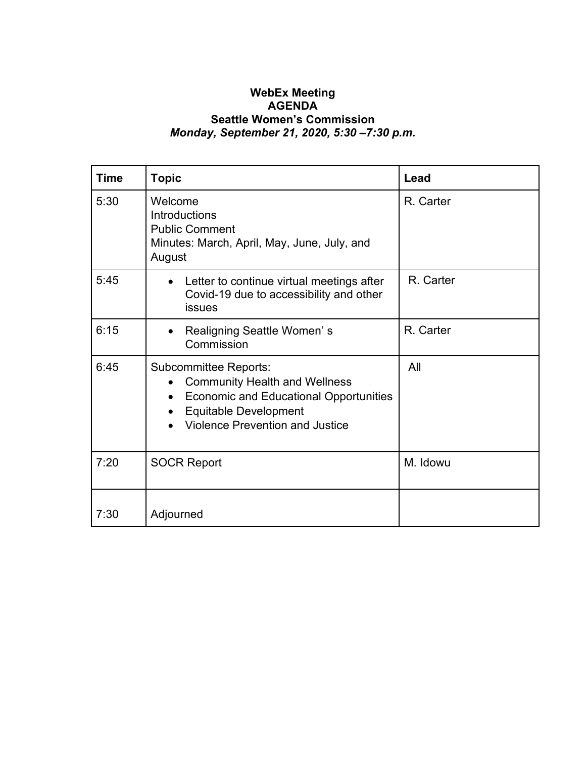**WebEx Meeting**
**AGENDA**
**Seattle Women's Commission**
***Monday, September 21, 2020, 5:30 –7:30 p.m.***

| **Time** | **Topic** | **Lead** |
|---|---|---|
| 5:30 | Welcome<br>Introductions<br>Public Comment<br>Minutes: March, April, May, June, July, and August | R. Carter |
| 5:45 | • Letter to continue virtual meetings after Covid-19 due to accessibility and other issues | R. Carter |
| 6:15 | • Realigning Seattle Women' s Commission | R. Carter |
| 6:45 | Subcommittee Reports:<br>• Community Health and Wellness<br>• Economic and Educational Opportunities<br>• Equitable Development<br>• Violence Prevention and Justice | All |
| 7:20 | SOCR Report | M. Idowu |
| 7:30 | Adjourned | |